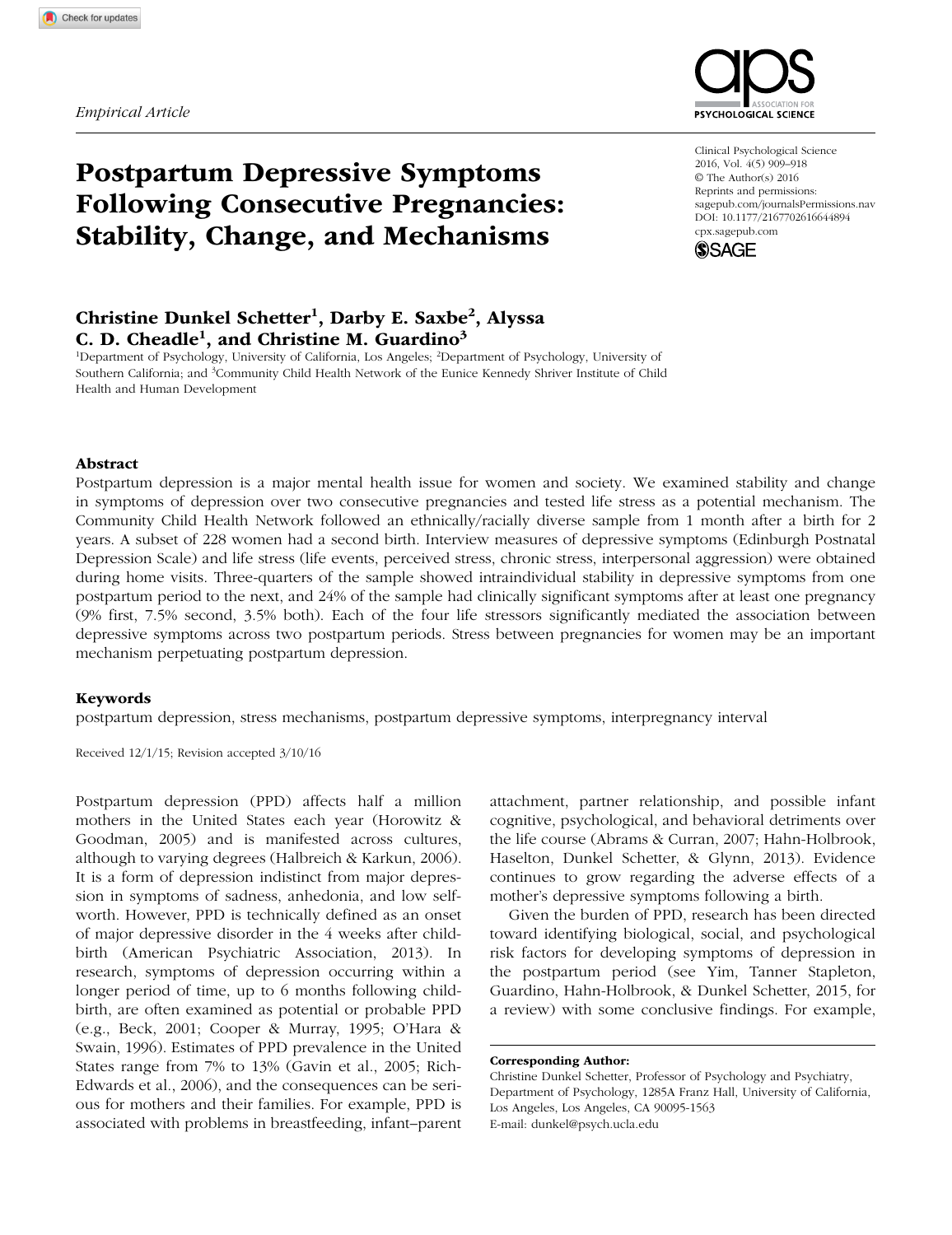*Empirical Article*

# Postpartum Depressive Symptoms Following Consecutive Pregnancies: Stability, Change, and Mechanisms

Clinical Psychological Science
2016, Vol. 4(5) 909–918
© The Author(s) 2016
Reprints and permissions: sagepub.com/journalsPermissions.nav
DOI: 10.1177/2167702616644894
cpx.sagepub.com

**Christine Dunkel Schetter[1], Darby E. Saxbe[2], Alyssa C. D. Cheadle[1], and Christine M. Guardino[3]**

[1]Department of Psychology, University of California, Los Angeles; [2]Department of Psychology, University of Southern California; and [3]Community Child Health Network of the Eunice Kennedy Shriver Institute of Child Health and Human Development

### Abstract

Postpartum depression is a major mental health issue for women and society. We examined stability and change in symptoms of depression over two consecutive pregnancies and tested life stress as a potential mechanism. The Community Child Health Network followed an ethnically/racially diverse sample from 1 month after a birth for 2 years. A subset of 228 women had a second birth. Interview measures of depressive symptoms (Edinburgh Postnatal Depression Scale) and life stress (life events, perceived stress, chronic stress, interpersonal aggression) were obtained during home visits. Three-quarters of the sample showed intraindividual stability in depressive symptoms from one postpartum period to the next, and 24% of the sample had clinically significant symptoms after at least one pregnancy (9% first, 7.5% second, 3.5% both). Each of the four life stressors significantly mediated the association between depressive symptoms across two postpartum periods. Stress between pregnancies for women may be an important mechanism perpetuating postpartum depression.

### Keywords

postpartum depression, stress mechanisms, postpartum depressive symptoms, interpregnancy interval

Received 12/1/15; Revision accepted 3/10/16

Postpartum depression (PPD) affects half a million mothers in the United States each year (Horowitz & Goodman, 2005) and is manifested across cultures, although to varying degrees (Halbreich & Karkun, 2006). It is a form of depression indistinct from major depression in symptoms of sadness, anhedonia, and low self-worth. However, PPD is technically defined as an onset of major depressive disorder in the 4 weeks after childbirth (American Psychiatric Association, 2013). In research, symptoms of depression occurring within a longer period of time, up to 6 months following childbirth, are often examined as potential or probable PPD (e.g., Beck, 2001; Cooper & Murray, 1995; O'Hara & Swain, 1996). Estimates of PPD prevalence in the United States range from 7% to 13% (Gavin et al., 2005; Rich-Edwards et al., 2006), and the consequences can be serious for mothers and their families. For example, PPD is associated with problems in breastfeeding, infant–parent attachment, partner relationship, and possible infant cognitive, psychological, and behavioral detriments over the life course (Abrams & Curran, 2007; Hahn-Holbrook, Haselton, Dunkel Schetter, & Glynn, 2013). Evidence continues to grow regarding the adverse effects of a mother's depressive symptoms following a birth.

Given the burden of PPD, research has been directed toward identifying biological, social, and psychological risk factors for developing symptoms of depression in the postpartum period (see Yim, Tanner Stapleton, Guardino, Hahn-Holbrook, & Dunkel Schetter, 2015, for a review) with some conclusive findings. For example,

**Corresponding Author:**
Christine Dunkel Schetter, Professor of Psychology and Psychiatry, Department of Psychology, 1285A Franz Hall, University of California, Los Angeles, Los Angeles, CA 90095-1563
E-mail: dunkel@psych.ucla.edu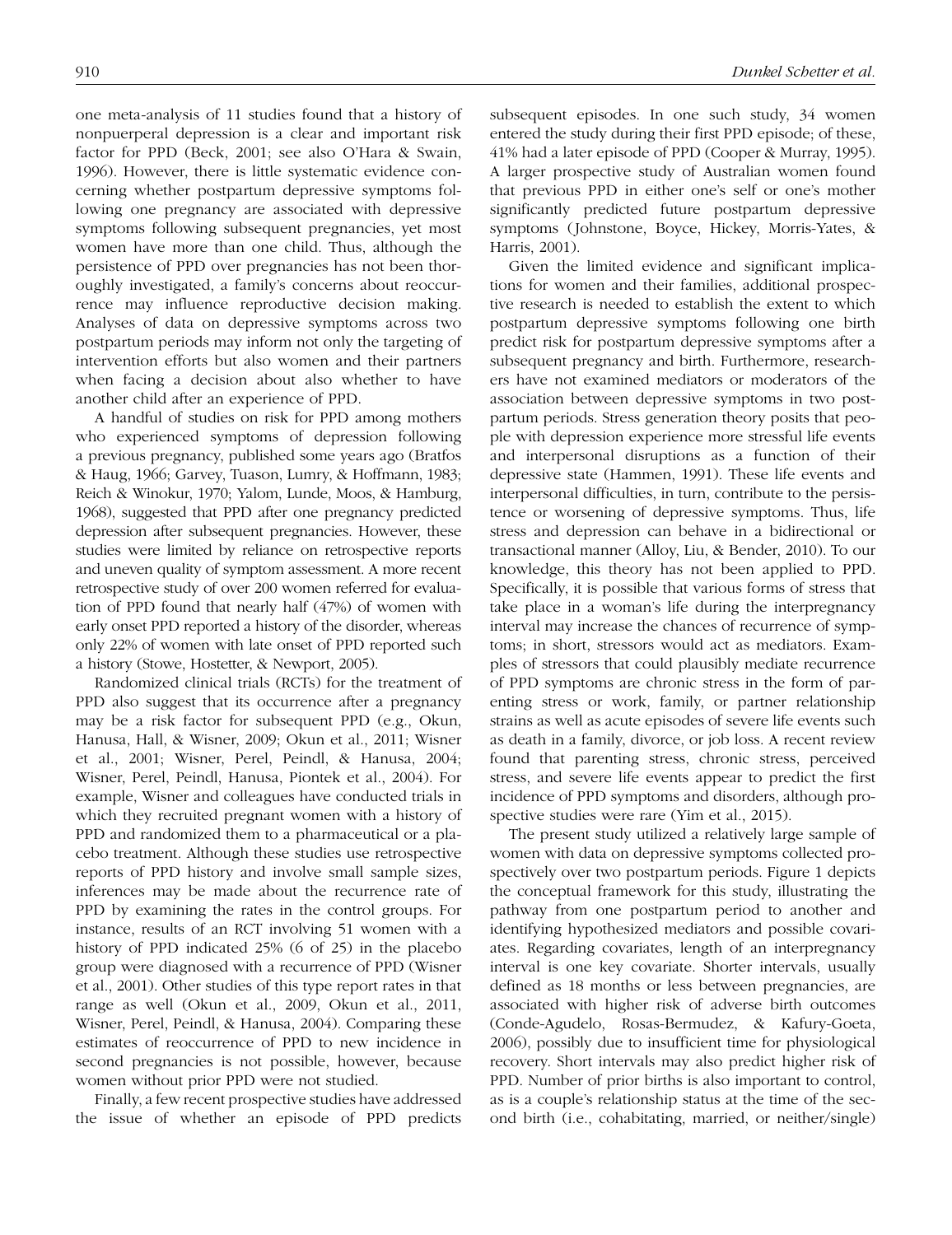one meta-analysis of 11 studies found that a history of nonpuerperal depression is a clear and important risk factor for PPD (Beck, 2001; see also O'Hara & Swain, 1996). However, there is little systematic evidence concerning whether postpartum depressive symptoms following one pregnancy are associated with depressive symptoms following subsequent pregnancies, yet most women have more than one child. Thus, although the persistence of PPD over pregnancies has not been thoroughly investigated, a family's concerns about reoccurrence may influence reproductive decision making. Analyses of data on depressive symptoms across two postpartum periods may inform not only the targeting of intervention efforts but also women and their partners when facing a decision about also whether to have another child after an experience of PPD.

A handful of studies on risk for PPD among mothers who experienced symptoms of depression following a previous pregnancy, published some years ago (Bratfos & Haug, 1966; Garvey, Tuason, Lumry, & Hoffmann, 1983; Reich & Winokur, 1970; Yalom, Lunde, Moos, & Hamburg, 1968), suggested that PPD after one pregnancy predicted depression after subsequent pregnancies. However, these studies were limited by reliance on retrospective reports and uneven quality of symptom assessment. A more recent retrospective study of over 200 women referred for evaluation of PPD found that nearly half (47%) of women with early onset PPD reported a history of the disorder, whereas only 22% of women with late onset of PPD reported such a history (Stowe, Hostetter, & Newport, 2005).

Randomized clinical trials (RCTs) for the treatment of PPD also suggest that its occurrence after a pregnancy may be a risk factor for subsequent PPD (e.g., Okun, Hanusa, Hall, & Wisner, 2009; Okun et al., 2011; Wisner et al., 2001; Wisner, Perel, Peindl, & Hanusa, 2004; Wisner, Perel, Peindl, Hanusa, Piontek et al., 2004). For example, Wisner and colleagues have conducted trials in which they recruited pregnant women with a history of PPD and randomized them to a pharmaceutical or a placebo treatment. Although these studies use retrospective reports of PPD history and involve small sample sizes, inferences may be made about the recurrence rate of PPD by examining the rates in the control groups. For instance, results of an RCT involving 51 women with a history of PPD indicated 25% (6 of 25) in the placebo group were diagnosed with a recurrence of PPD (Wisner et al., 2001). Other studies of this type report rates in that range as well (Okun et al., 2009, Okun et al., 2011, Wisner, Perel, Peindl, & Hanusa, 2004). Comparing these estimates of reoccurrence of PPD to new incidence in second pregnancies is not possible, however, because women without prior PPD were not studied.

Finally, a few recent prospective studies have addressed the issue of whether an episode of PPD predicts subsequent episodes. In one such study, 34 women entered the study during their first PPD episode; of these, 41% had a later episode of PPD (Cooper & Murray, 1995). A larger prospective study of Australian women found that previous PPD in either one's self or one's mother significantly predicted future postpartum depressive symptoms (Johnstone, Boyce, Hickey, Morris-Yates, & Harris, 2001).

Given the limited evidence and significant implications for women and their families, additional prospective research is needed to establish the extent to which postpartum depressive symptoms following one birth predict risk for postpartum depressive symptoms after a subsequent pregnancy and birth. Furthermore, researchers have not examined mediators or moderators of the association between depressive symptoms in two postpartum periods. Stress generation theory posits that people with depression experience more stressful life events and interpersonal disruptions as a function of their depressive state (Hammen, 1991). These life events and interpersonal difficulties, in turn, contribute to the persistence or worsening of depressive symptoms. Thus, life stress and depression can behave in a bidirectional or transactional manner (Alloy, Liu, & Bender, 2010). To our knowledge, this theory has not been applied to PPD. Specifically, it is possible that various forms of stress that take place in a woman's life during the interpregnancy interval may increase the chances of recurrence of symptoms; in short, stressors would act as mediators. Examples of stressors that could plausibly mediate recurrence of PPD symptoms are chronic stress in the form of parenting stress or work, family, or partner relationship strains as well as acute episodes of severe life events such as death in a family, divorce, or job loss. A recent review found that parenting stress, chronic stress, perceived stress, and severe life events appear to predict the first incidence of PPD symptoms and disorders, although prospective studies were rare (Yim et al., 2015).

The present study utilized a relatively large sample of women with data on depressive symptoms collected prospectively over two postpartum periods. Figure 1 depicts the conceptual framework for this study, illustrating the pathway from one postpartum period to another and identifying hypothesized mediators and possible covariates. Regarding covariates, length of an interpregnancy interval is one key covariate. Shorter intervals, usually defined as 18 months or less between pregnancies, are associated with higher risk of adverse birth outcomes (Conde-Agudelo, Rosas-Bermudez, & Kafury-Goeta, 2006), possibly due to insufficient time for physiological recovery. Short intervals may also predict higher risk of PPD. Number of prior births is also important to control, as is a couple's relationship status at the time of the second birth (i.e., cohabitating, married, or neither/single)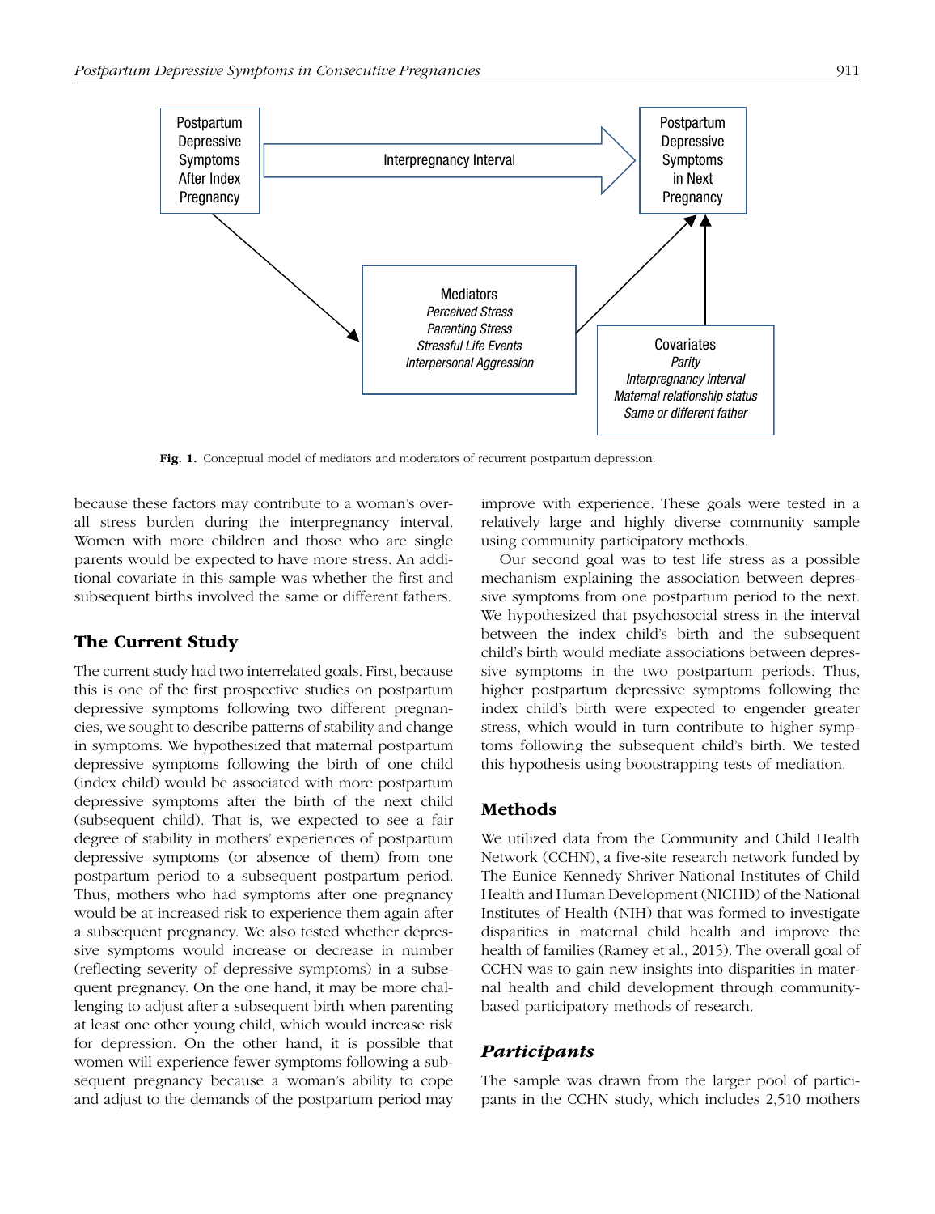Postpartum Depressive Symptoms After Index Pregnancy

Interpregnancy Interval

Postpartum Depressive Symptoms in Next Pregnancy

Mediators
*Perceived Stress*
*Parenting Stress*
*Stressful Life Events*
*Interpersonal Aggression*

Covariates
*Parity*
*Interpregnancy interval*
*Maternal relationship status*
*Same or different father*

**Fig. 1.** Conceptual model of mediators and moderators of recurrent postpartum depression.

because these factors may contribute to a woman's overall stress burden during the interpregnancy interval. Women with more children and those who are single parents would be expected to have more stress. An additional covariate in this sample was whether the first and subsequent births involved the same or different fathers.

## The Current Study

The current study had two interrelated goals. First, because this is one of the first prospective studies on postpartum depressive symptoms following two different pregnancies, we sought to describe patterns of stability and change in symptoms. We hypothesized that maternal postpartum depressive symptoms following the birth of one child (index child) would be associated with more postpartum depressive symptoms after the birth of the next child (subsequent child). That is, we expected to see a fair degree of stability in mothers' experiences of postpartum depressive symptoms (or absence of them) from one postpartum period to a subsequent postpartum period. Thus, mothers who had symptoms after one pregnancy would be at increased risk to experience them again after a subsequent pregnancy. We also tested whether depressive symptoms would increase or decrease in number (reflecting severity of depressive symptoms) in a subsequent pregnancy. On the one hand, it may be more challenging to adjust after a subsequent birth when parenting at least one other young child, which would increase risk for depression. On the other hand, it is possible that women will experience fewer symptoms following a subsequent pregnancy because a woman's ability to cope and adjust to the demands of the postpartum period may improve with experience. These goals were tested in a relatively large and highly diverse community sample using community participatory methods.

Our second goal was to test life stress as a possible mechanism explaining the association between depressive symptoms from one postpartum period to the next. We hypothesized that psychosocial stress in the interval between the index child's birth and the subsequent child's birth would mediate associations between depressive symptoms in the two postpartum periods. Thus, higher postpartum depressive symptoms following the index child's birth were expected to engender greater stress, which would in turn contribute to higher symptoms following the subsequent child's birth. We tested this hypothesis using bootstrapping tests of mediation.

## Methods

We utilized data from the Community and Child Health Network (CCHN), a five-site research network funded by The Eunice Kennedy Shriver National Institutes of Child Health and Human Development (NICHD) of the National Institutes of Health (NIH) that was formed to investigate disparities in maternal child health and improve the health of families (Ramey et al., 2015). The overall goal of CCHN was to gain new insights into disparities in maternal health and child development through community-based participatory methods of research.

### *Participants*

The sample was drawn from the larger pool of participants in the CCHN study, which includes 2,510 mothers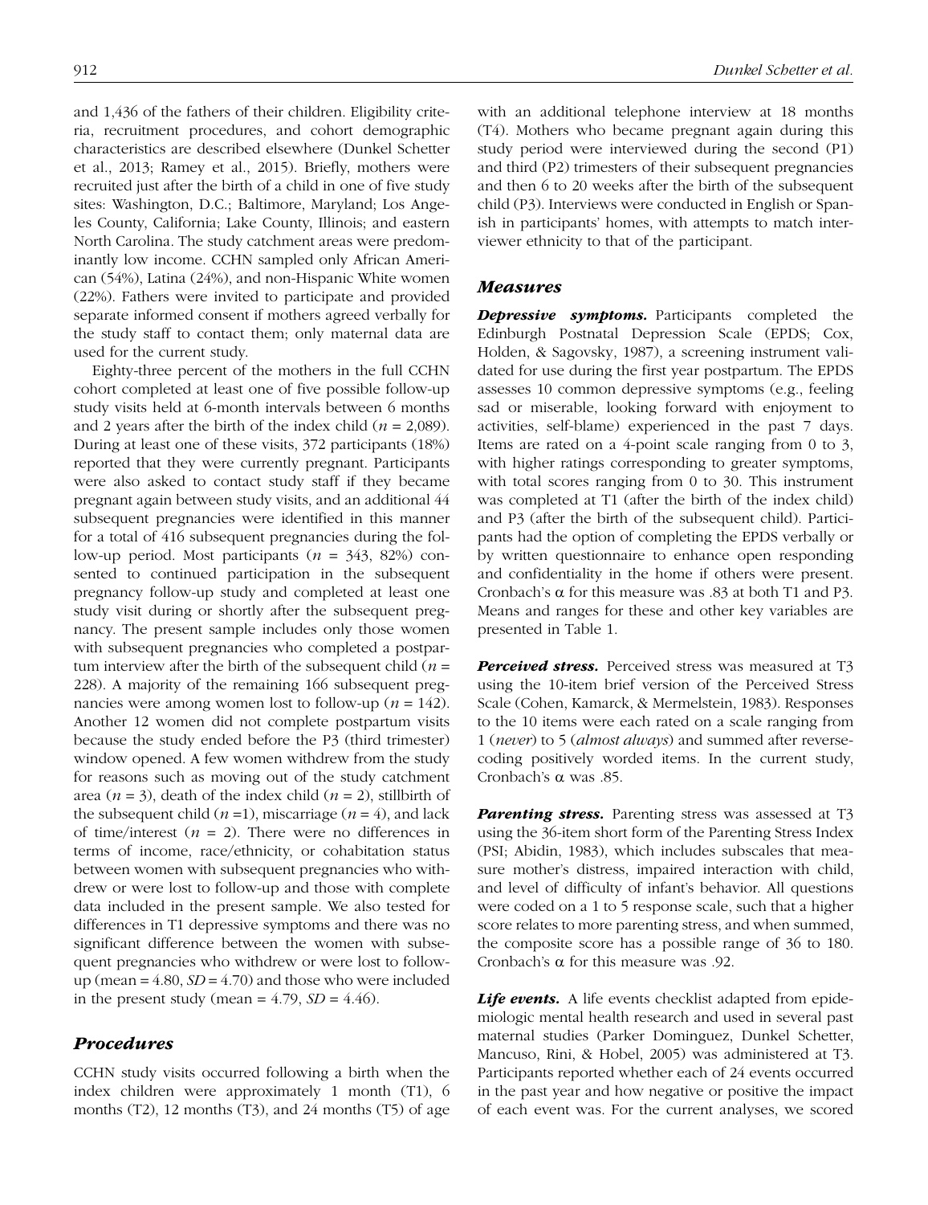and 1,436 of the fathers of their children. Eligibility criteria, recruitment procedures, and cohort demographic characteristics are described elsewhere (Dunkel Schetter et al., 2013; Ramey et al., 2015). Briefly, mothers were recruited just after the birth of a child in one of five study sites: Washington, D.C.; Baltimore, Maryland; Los Angeles County, California; Lake County, Illinois; and eastern North Carolina. The study catchment areas were predominantly low income. CCHN sampled only African American (54%), Latina (24%), and non-Hispanic White women (22%). Fathers were invited to participate and provided separate informed consent if mothers agreed verbally for the study staff to contact them; only maternal data are used for the current study.

Eighty-three percent of the mothers in the full CCHN cohort completed at least one of five possible follow-up study visits held at 6-month intervals between 6 months and 2 years after the birth of the index child ($n$ = 2,089). During at least one of these visits, 372 participants (18%) reported that they were currently pregnant. Participants were also asked to contact study staff if they became pregnant again between study visits, and an additional 44 subsequent pregnancies were identified in this manner for a total of 416 subsequent pregnancies during the follow-up period. Most participants ($n$ = 343, 82%) consented to continued participation in the subsequent pregnancy follow-up study and completed at least one study visit during or shortly after the subsequent pregnancy. The present sample includes only those women with subsequent pregnancies who completed a postpartum interview after the birth of the subsequent child ($n$ = 228). A majority of the remaining 166 subsequent pregnancies were among women lost to follow-up ($n$ = 142). Another 12 women did not complete postpartum visits because the study ended before the P3 (third trimester) window opened. A few women withdrew from the study for reasons such as moving out of the study catchment area ($n$ = 3), death of the index child ($n$ = 2), stillbirth of the subsequent child ($n$ =1), miscarriage ($n$ = 4), and lack of time/interest ($n$ = 2). There were no differences in terms of income, race/ethnicity, or cohabitation status between women with subsequent pregnancies who withdrew or were lost to follow-up and those with complete data included in the present sample. We also tested for differences in T1 depressive symptoms and there was no significant difference between the women with subsequent pregnancies who withdrew or were lost to follow-up (mean = 4.80, $SD$ = 4.70) and those who were included in the present study (mean = 4.79, $SD$ = 4.46).

## Procedures

CCHN study visits occurred following a birth when the index children were approximately 1 month (T1), 6 months (T2), 12 months (T3), and 24 months (T5) of age with an additional telephone interview at 18 months (T4). Mothers who became pregnant again during this study period were interviewed during the second (P1) and third (P2) trimesters of their subsequent pregnancies and then 6 to 20 weeks after the birth of the subsequent child (P3). Interviews were conducted in English or Spanish in participants' homes, with attempts to match interviewer ethnicity to that of the participant.

## Measures

***Depressive symptoms.*** Participants completed the Edinburgh Postnatal Depression Scale (EPDS; Cox, Holden, & Sagovsky, 1987), a screening instrument validated for use during the first year postpartum. The EPDS assesses 10 common depressive symptoms (e.g., feeling sad or miserable, looking forward with enjoyment to activities, self-blame) experienced in the past 7 days. Items are rated on a 4-point scale ranging from 0 to 3, with higher ratings corresponding to greater symptoms, with total scores ranging from 0 to 30. This instrument was completed at T1 (after the birth of the index child) and P3 (after the birth of the subsequent child). Participants had the option of completing the EPDS verbally or by written questionnaire to enhance open responding and confidentiality in the home if others were present. Cronbach's α for this measure was .83 at both T1 and P3. Means and ranges for these and other key variables are presented in Table 1.

***Perceived stress.*** Perceived stress was measured at T3 using the 10-item brief version of the Perceived Stress Scale (Cohen, Kamarck, & Mermelstein, 1983). Responses to the 10 items were each rated on a scale ranging from 1 (*never*) to 5 (*almost always*) and summed after reverse-coding positively worded items. In the current study, Cronbach's α was .85.

***Parenting stress.*** Parenting stress was assessed at T3 using the 36-item short form of the Parenting Stress Index (PSI; Abidin, 1983), which includes subscales that measure mother's distress, impaired interaction with child, and level of difficulty of infant's behavior. All questions were coded on a 1 to 5 response scale, such that a higher score relates to more parenting stress, and when summed, the composite score has a possible range of 36 to 180. Cronbach's α for this measure was .92.

***Life events.*** A life events checklist adapted from epidemiologic mental health research and used in several past maternal studies (Parker Dominguez, Dunkel Schetter, Mancuso, Rini, & Hobel, 2005) was administered at T3. Participants reported whether each of 24 events occurred in the past year and how negative or positive the impact of each event was. For the current analyses, we scored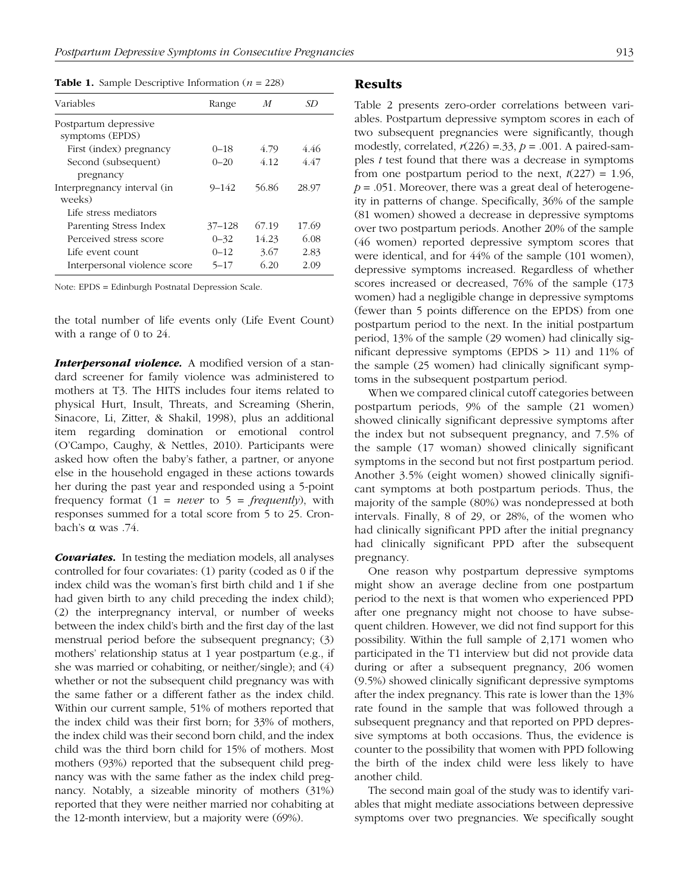**Table 1.** Sample Descriptive Information ($n$ = 228)

| Variables | Range | $M$ | $SD$ |
|---|---|---|---|
| Postpartum depressive symptoms (EPDS) | | | |
| First (index) pregnancy | 0–18 | 4.79 | 4.46 |
| Second (subsequent) pregnancy | 0–20 | 4.12 | 4.47 |
| Interpregnancy interval (in weeks) | 9–142 | 56.86 | 28.97 |
| Life stress mediators | | | |
| Parenting Stress Index | 37–128 | 67.19 | 17.69 |
| Perceived stress score | 0–32 | 14.23 | 6.08 |
| Life event count | 0–12 | 3.67 | 2.83 |
| Interpersonal violence score | 5–17 | 6.20 | 2.09 |

Note: EPDS = Edinburgh Postnatal Depression Scale.

the total number of life events only (Life Event Count) with a range of 0 to 24.

***Interpersonal violence.*** A modified version of a standard screener for family violence was administered to mothers at T3. The HITS includes four items related to physical Hurt, Insult, Threats, and Screaming (Sherin, Sinacore, Li, Zitter, & Shakil, 1998), plus an additional item regarding domination or emotional control (O'Campo, Caughy, & Nettles, 2010). Participants were asked how often the baby's father, a partner, or anyone else in the household engaged in these actions towards her during the past year and responded using a 5-point frequency format (1 = *never* to 5 = *frequently*), with responses summed for a total score from 5 to 25. Cronbach's α was .74.

***Covariates.*** In testing the mediation models, all analyses controlled for four covariates: (1) parity (coded as 0 if the index child was the woman's first birth child and 1 if she had given birth to any child preceding the index child); (2) the interpregnancy interval, or number of weeks between the index child's birth and the first day of the last menstrual period before the subsequent pregnancy; (3) mothers' relationship status at 1 year postpartum (e.g., if she was married or cohabiting, or neither/single); and (4) whether or not the subsequent child pregnancy was with the same father or a different father as the index child. Within our current sample, 51% of mothers reported that the index child was their first born; for 33% of mothers, the index child was their second born child, and the index child was the third born child for 15% of mothers. Most mothers (93%) reported that the subsequent child pregnancy was with the same father as the index child pregnancy. Notably, a sizeable minority of mothers (31%) reported that they were neither married nor cohabiting at the 12-month interview, but a majority were (69%).

## Results

Table 2 presents zero-order correlations between variables. Postpartum depressive symptom scores in each of two subsequent pregnancies were significantly, though modestly, correlated, $r(226)$ =.33, $p$ = .001. A paired-samples $t$ test found that there was a decrease in symptoms from one postpartum period to the next, $t(227)$ = 1.96, $p$ = .051. Moreover, there was a great deal of heterogeneity in patterns of change. Specifically, 36% of the sample (81 women) showed a decrease in depressive symptoms over two postpartum periods. Another 20% of the sample (46 women) reported depressive symptom scores that were identical, and for 44% of the sample (101 women), depressive symptoms increased. Regardless of whether scores increased or decreased, 76% of the sample (173 women) had a negligible change in depressive symptoms (fewer than 5 points difference on the EPDS) from one postpartum period to the next. In the initial postpartum period, 13% of the sample (29 women) had clinically significant depressive symptoms (EPDS > 11) and 11% of the sample (25 women) had clinically significant symptoms in the subsequent postpartum period.

When we compared clinical cutoff categories between postpartum periods, 9% of the sample (21 women) showed clinically significant depressive symptoms after the index but not subsequent pregnancy, and 7.5% of the sample (17 woman) showed clinically significant symptoms in the second but not first postpartum period. Another 3.5% (eight women) showed clinically significant symptoms at both postpartum periods. Thus, the majority of the sample (80%) was nondepressed at both intervals. Finally, 8 of 29, or 28%, of the women who had clinically significant PPD after the initial pregnancy had clinically significant PPD after the subsequent pregnancy.

One reason why postpartum depressive symptoms might show an average decline from one postpartum period to the next is that women who experienced PPD after one pregnancy might not choose to have subsequent children. However, we did not find support for this possibility. Within the full sample of 2,171 women who participated in the T1 interview but did not provide data during or after a subsequent pregnancy, 206 women (9.5%) showed clinically significant depressive symptoms after the index pregnancy. This rate is lower than the 13% rate found in the sample that was followed through a subsequent pregnancy and that reported on PPD depressive symptoms at both occasions. Thus, the evidence is counter to the possibility that women with PPD following the birth of the index child were less likely to have another child.

The second main goal of the study was to identify variables that might mediate associations between depressive symptoms over two pregnancies. We specifically sought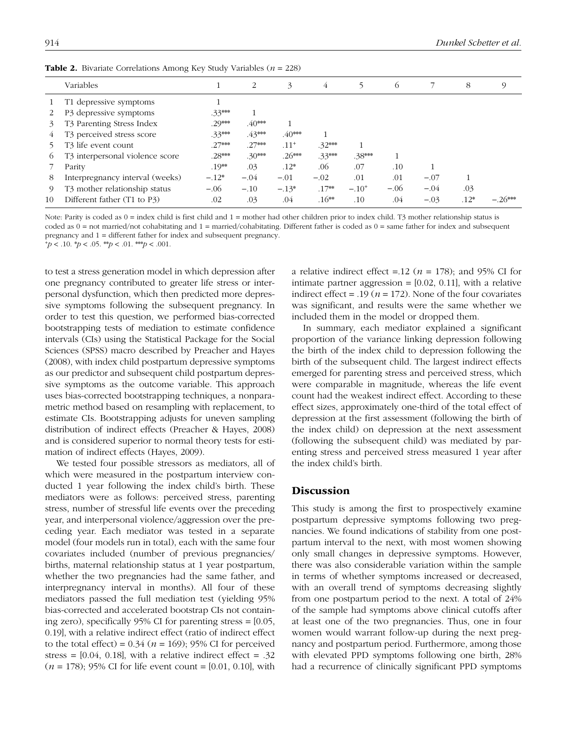**Table 2.** Bivariate Correlations Among Key Study Variables ($n$ = 228)

| | Variables | 1 | 2 | 3 | 4 | 5 | 6 | 7 | 8 | 9 |
|---|---|---|---|---|---|---|---|---|---|---|
| 1 | T1 depressive symptoms | 1 | | | | | | | | |
| 2 | P3 depressive symptoms | .33*** | 1 | | | | | | | |
| 3 | T3 Parenting Stress Index | .29*** | .40*** | 1 | | | | | | |
| 4 | T3 perceived stress score | .33*** | .43*** | .40*** | 1 | | | | | |
| 5 | T3 life event count | .27*** | .27*** | .11+ | .32*** | 1 | | | | |
| 6 | T3 interpersonal violence score | .28*** | .30*** | .26*** | .33*** | .38*** | 1 | | | |
| 7 | Parity | .19** | .03 | .12* | .06 | .07 | .10 | 1 | | |
| 8 | Interpregnancy interval (weeks) | −.12* | −.04 | −.01 | −.02 | .01 | .01 | −.07 | 1 | |
| 9 | T3 mother relationship status | −.06 | −.10 | −.13* | .17** | −.10+ | −.06 | −.04 | .03 | |
| 10 | Different father (T1 to P3) | .02 | .03 | .04 | .16** | .10 | .04 | −.03 | .12* | −.26*** |

Note: Parity is coded as 0 = index child is first child and 1 = mother had other children prior to index child. T3 mother relationship status is coded as 0 = not married/not cohabitating and 1 = married/cohabitating. Different father is coded as 0 = same father for index and subsequent pregnancy and 1 = different father for index and subsequent pregnancy.
+$p$ < .10. *$p$ < .05. **$p$ < .01. ***$p$ < .001.

to test a stress generation model in which depression after one pregnancy contributed to greater life stress or interpersonal dysfunction, which then predicted more depressive symptoms following the subsequent pregnancy. In order to test this question, we performed bias-corrected bootstrapping tests of mediation to estimate confidence intervals (CIs) using the Statistical Package for the Social Sciences (SPSS) macro described by Preacher and Hayes (2008), with index child postpartum depressive symptoms as our predictor and subsequent child postpartum depressive symptoms as the outcome variable. This approach uses bias-corrected bootstrapping techniques, a nonparametric method based on resampling with replacement, to estimate CIs. Bootstrapping adjusts for uneven sampling distribution of indirect effects (Preacher & Hayes, 2008) and is considered superior to normal theory tests for estimation of indirect effects (Hayes, 2009).

We tested four possible stressors as mediators, all of which were measured in the postpartum interview conducted 1 year following the index child's birth. These mediators were as follows: perceived stress, parenting stress, number of stressful life events over the preceding year, and interpersonal violence/aggression over the preceding year. Each mediator was tested in a separate model (four models run in total), each with the same four covariates included (number of previous pregnancies/births, maternal relationship status at 1 year postpartum, whether the two pregnancies had the same father, and interpregnancy interval in months). All four of these mediators passed the full mediation test (yielding 95% bias-corrected and accelerated bootstrap CIs not containing zero), specifically 95% CI for parenting stress = [0.05, 0.19], with a relative indirect effect (ratio of indirect effect to the total effect) = 0.34 ($n$ = 169); 95% CI for perceived stress = [0.04, 0.18], with a relative indirect effect = .32 ($n$ = 178); 95% CI for life event count = [0.01, 0.10], with a relative indirect effect =.12 ($n$ = 178); and 95% CI for intimate partner aggression = [0.02, 0.11], with a relative indirect effect = .19 ($n$ = 172). None of the four covariates was significant, and results were the same whether we included them in the model or dropped them.

In summary, each mediator explained a significant proportion of the variance linking depression following the birth of the index child to depression following the birth of the subsequent child. The largest indirect effects emerged for parenting stress and perceived stress, which were comparable in magnitude, whereas the life event count had the weakest indirect effect. According to these effect sizes, approximately one-third of the total effect of depression at the first assessment (following the birth of the index child) on depression at the next assessment (following the subsequent child) was mediated by parenting stress and perceived stress measured 1 year after the index child's birth.

## Discussion

This study is among the first to prospectively examine postpartum depressive symptoms following two pregnancies. We found indications of stability from one postpartum interval to the next, with most women showing only small changes in depressive symptoms. However, there was also considerable variation within the sample in terms of whether symptoms increased or decreased, with an overall trend of symptoms decreasing slightly from one postpartum period to the next. A total of 24% of the sample had symptoms above clinical cutoffs after at least one of the two pregnancies. Thus, one in four women would warrant follow-up during the next pregnancy and postpartum period. Furthermore, among those with elevated PPD symptoms following one birth, 28% had a recurrence of clinically significant PPD symptoms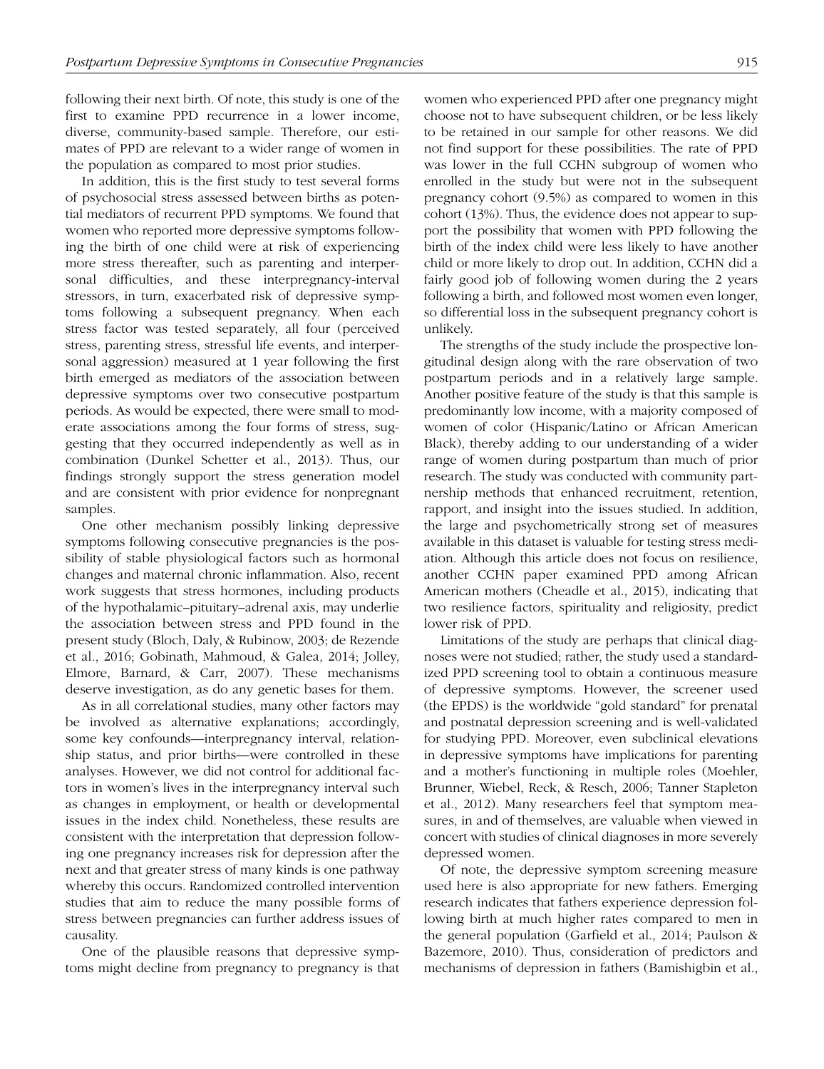following their next birth. Of note, this study is one of the first to examine PPD recurrence in a lower income, diverse, community-based sample. Therefore, our estimates of PPD are relevant to a wider range of women in the population as compared to most prior studies.

In addition, this is the first study to test several forms of psychosocial stress assessed between births as potential mediators of recurrent PPD symptoms. We found that women who reported more depressive symptoms following the birth of one child were at risk of experiencing more stress thereafter, such as parenting and interpersonal difficulties, and these interpregnancy-interval stressors, in turn, exacerbated risk of depressive symptoms following a subsequent pregnancy. When each stress factor was tested separately, all four (perceived stress, parenting stress, stressful life events, and interpersonal aggression) measured at 1 year following the first birth emerged as mediators of the association between depressive symptoms over two consecutive postpartum periods. As would be expected, there were small to moderate associations among the four forms of stress, suggesting that they occurred independently as well as in combination (Dunkel Schetter et al., 2013). Thus, our findings strongly support the stress generation model and are consistent with prior evidence for nonpregnant samples.

One other mechanism possibly linking depressive symptoms following consecutive pregnancies is the possibility of stable physiological factors such as hormonal changes and maternal chronic inflammation. Also, recent work suggests that stress hormones, including products of the hypothalamic–pituitary–adrenal axis, may underlie the association between stress and PPD found in the present study (Bloch, Daly, & Rubinow, 2003; de Rezende et al., 2016; Gobinath, Mahmoud, & Galea, 2014; Jolley, Elmore, Barnard, & Carr, 2007). These mechanisms deserve investigation, as do any genetic bases for them.

As in all correlational studies, many other factors may be involved as alternative explanations; accordingly, some key confounds—interpregnancy interval, relationship status, and prior births—were controlled in these analyses. However, we did not control for additional factors in women's lives in the interpregnancy interval such as changes in employment, or health or developmental issues in the index child. Nonetheless, these results are consistent with the interpretation that depression following one pregnancy increases risk for depression after the next and that greater stress of many kinds is one pathway whereby this occurs. Randomized controlled intervention studies that aim to reduce the many possible forms of stress between pregnancies can further address issues of causality.

One of the plausible reasons that depressive symptoms might decline from pregnancy to pregnancy is that women who experienced PPD after one pregnancy might choose not to have subsequent children, or be less likely to be retained in our sample for other reasons. We did not find support for these possibilities. The rate of PPD was lower in the full CCHN subgroup of women who enrolled in the study but were not in the subsequent pregnancy cohort (9.5%) as compared to women in this cohort (13%). Thus, the evidence does not appear to support the possibility that women with PPD following the birth of the index child were less likely to have another child or more likely to drop out. In addition, CCHN did a fairly good job of following women during the 2 years following a birth, and followed most women even longer, so differential loss in the subsequent pregnancy cohort is unlikely.

The strengths of the study include the prospective longitudinal design along with the rare observation of two postpartum periods and in a relatively large sample. Another positive feature of the study is that this sample is predominantly low income, with a majority composed of women of color (Hispanic/Latino or African American Black), thereby adding to our understanding of a wider range of women during postpartum than much of prior research. The study was conducted with community partnership methods that enhanced recruitment, retention, rapport, and insight into the issues studied. In addition, the large and psychometrically strong set of measures available in this dataset is valuable for testing stress mediation. Although this article does not focus on resilience, another CCHN paper examined PPD among African American mothers (Cheadle et al., 2015), indicating that two resilience factors, spirituality and religiosity, predict lower risk of PPD.

Limitations of the study are perhaps that clinical diagnoses were not studied; rather, the study used a standardized PPD screening tool to obtain a continuous measure of depressive symptoms. However, the screener used (the EPDS) is the worldwide "gold standard" for prenatal and postnatal depression screening and is well-validated for studying PPD. Moreover, even subclinical elevations in depressive symptoms have implications for parenting and a mother's functioning in multiple roles (Moehler, Brunner, Wiebel, Reck, & Resch, 2006; Tanner Stapleton et al., 2012). Many researchers feel that symptom measures, in and of themselves, are valuable when viewed in concert with studies of clinical diagnoses in more severely depressed women.

Of note, the depressive symptom screening measure used here is also appropriate for new fathers. Emerging research indicates that fathers experience depression following birth at much higher rates compared to men in the general population (Garfield et al., 2014; Paulson & Bazemore, 2010). Thus, consideration of predictors and mechanisms of depression in fathers (Bamishigbin et al.,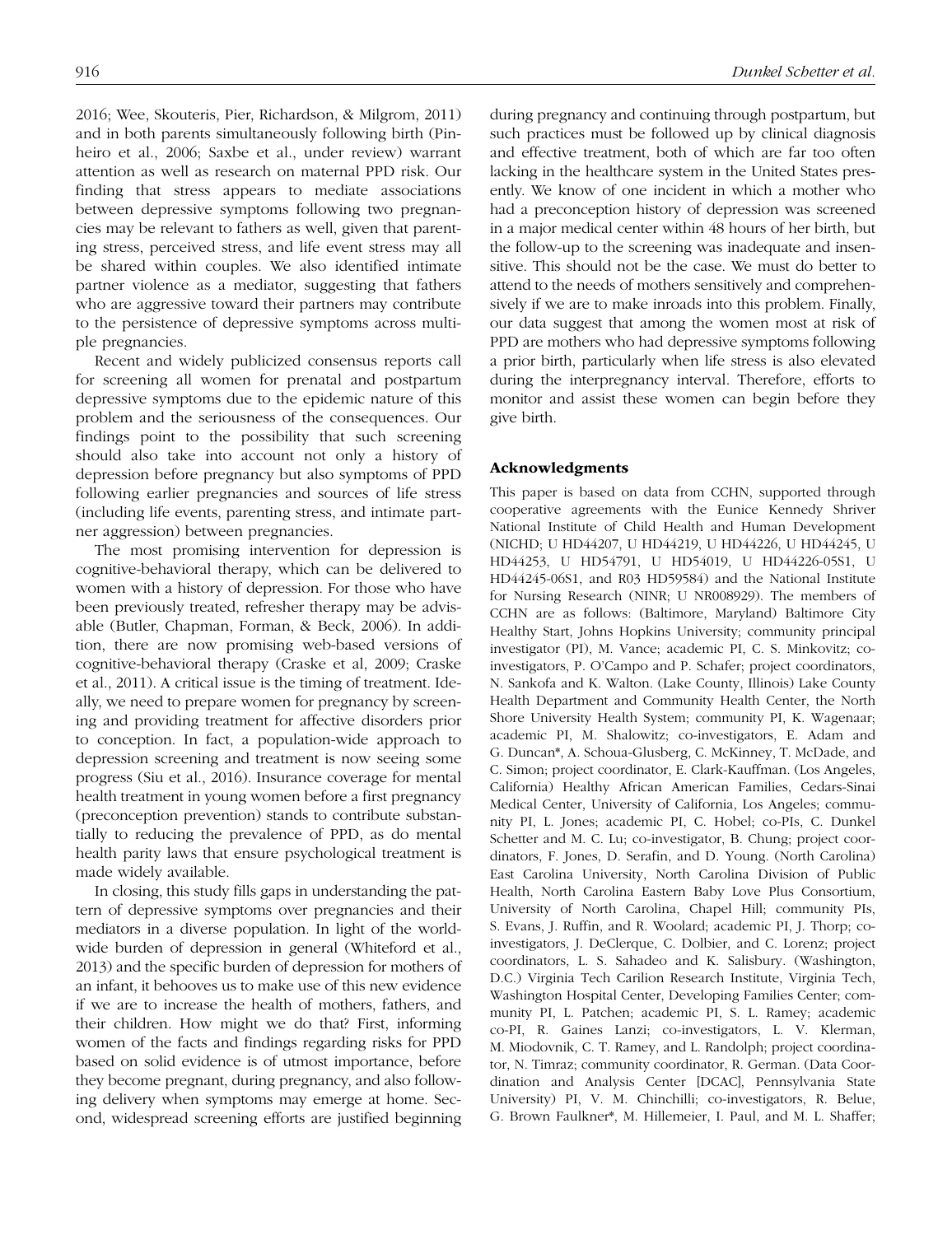2016; Wee, Skouteris, Pier, Richardson, & Milgrom, 2011) and in both parents simultaneously following birth (Pinheiro et al., 2006; Saxbe et al., under review) warrant attention as well as research on maternal PPD risk. Our finding that stress appears to mediate associations between depressive symptoms following two pregnancies may be relevant to fathers as well, given that parenting stress, perceived stress, and life event stress may all be shared within couples. We also identified intimate partner violence as a mediator, suggesting that fathers who are aggressive toward their partners may contribute to the persistence of depressive symptoms across multiple pregnancies.

Recent and widely publicized consensus reports call for screening all women for prenatal and postpartum depressive symptoms due to the epidemic nature of this problem and the seriousness of the consequences. Our findings point to the possibility that such screening should also take into account not only a history of depression before pregnancy but also symptoms of PPD following earlier pregnancies and sources of life stress (including life events, parenting stress, and intimate partner aggression) between pregnancies.

The most promising intervention for depression is cognitive-behavioral therapy, which can be delivered to women with a history of depression. For those who have been previously treated, refresher therapy may be advisable (Butler, Chapman, Forman, & Beck, 2006). In addition, there are now promising web-based versions of cognitive-behavioral therapy (Craske et al, 2009; Craske et al., 2011). A critical issue is the timing of treatment. Ideally, we need to prepare women for pregnancy by screening and providing treatment for affective disorders prior to conception. In fact, a population-wide approach to depression screening and treatment is now seeing some progress (Siu et al., 2016). Insurance coverage for mental health treatment in young women before a first pregnancy (preconception prevention) stands to contribute substantially to reducing the prevalence of PPD, as do mental health parity laws that ensure psychological treatment is made widely available.

In closing, this study fills gaps in understanding the pattern of depressive symptoms over pregnancies and their mediators in a diverse population. In light of the worldwide burden of depression in general (Whiteford et al., 2013) and the specific burden of depression for mothers of an infant, it behooves us to make use of this new evidence if we are to increase the health of mothers, fathers, and their children. How might we do that? First, informing women of the facts and findings regarding risks for PPD based on solid evidence is of utmost importance, before they become pregnant, during pregnancy, and also following delivery when symptoms may emerge at home. Second, widespread screening efforts are justified beginning during pregnancy and continuing through postpartum, but such practices must be followed up by clinical diagnosis and effective treatment, both of which are far too often lacking in the healthcare system in the United States presently. We know of one incident in which a mother who had a preconception history of depression was screened in a major medical center within 48 hours of her birth, but the follow-up to the screening was inadequate and insensitive. This should not be the case. We must do better to attend to the needs of mothers sensitively and comprehensively if we are to make inroads into this problem. Finally, our data suggest that among the women most at risk of PPD are mothers who had depressive symptoms following a prior birth, particularly when life stress is also elevated during the interpregnancy interval. Therefore, efforts to monitor and assist these women can begin before they give birth.

## Acknowledgments

This paper is based on data from CCHN, supported through cooperative agreements with the Eunice Kennedy Shriver National Institute of Child Health and Human Development (NICHD; U HD44207, U HD44219, U HD44226, U HD44245, U HD44253, U HD54791, U HD54019, U HD44226-05S1, U HD44245-06S1, and R03 HD59584) and the National Institute for Nursing Research (NINR; U NR008929). The members of CCHN are as follows: (Baltimore, Maryland) Baltimore City Healthy Start, Johns Hopkins University; community principal investigator (PI), M. Vance; academic PI, C. S. Minkovitz; co-investigators, P. O'Campo and P. Schafer; project coordinators, N. Sankofa and K. Walton. (Lake County, Illinois) Lake County Health Department and Community Health Center, the North Shore University Health System; community PI, K. Wagenaar; academic PI, M. Shalowitz; co-investigators, E. Adam and G. Duncan*, A. Schoua-Glusberg, C. McKinney, T. McDade, and C. Simon; project coordinator, E. Clark-Kauffman. (Los Angeles, California) Healthy African American Families, Cedars-Sinai Medical Center, University of California, Los Angeles; community PI, L. Jones; academic PI, C. Hobel; co-PIs, C. Dunkel Schetter and M. C. Lu; co-investigator, B. Chung; project coordinators, F. Jones, D. Serafin, and D. Young. (North Carolina) East Carolina University, North Carolina Division of Public Health, North Carolina Eastern Baby Love Plus Consortium, University of North Carolina, Chapel Hill; community PIs, S. Evans, J. Ruffin, and R. Woolard; academic PI, J. Thorp; co-investigators, J. DeClerque, C. Dolbier, and C. Lorenz; project coordinators, L. S. Sahadeo and K. Salisbury. (Washington, D.C.) Virginia Tech Carilion Research Institute, Virginia Tech, Washington Hospital Center, Developing Families Center; community PI, L. Patchen; academic PI, S. L. Ramey; academic co-PI, R. Gaines Lanzi; co-investigators, L. V. Klerman, M. Miodovnik, C. T. Ramey, and L. Randolph; project coordinator, N. Timraz; community coordinator, R. German. (Data Coordination and Analysis Center [DCAC], Pennsylvania State University) PI, V. M. Chinchilli; co-investigators, R. Belue, G. Brown Faulkner*, M. Hillemeier, I. Paul, and M. L. Shaffer;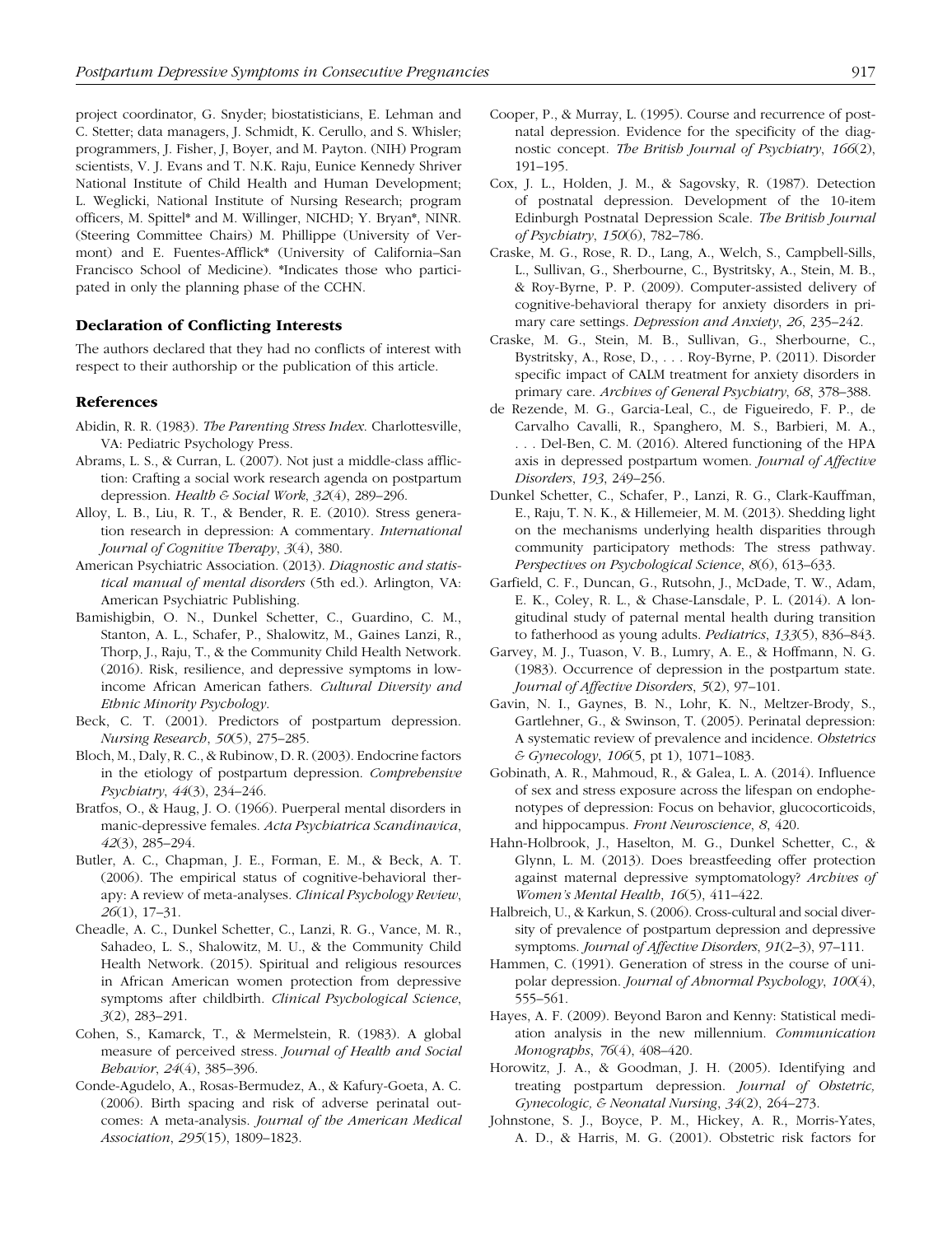project coordinator, G. Snyder; biostatisticians, E. Lehman and C. Stetter; data managers, J. Schmidt, K. Cerullo, and S. Whisler; programmers, J. Fisher, J, Boyer, and M. Payton. (NIH) Program scientists, V. J. Evans and T. N.K. Raju, Eunice Kennedy Shriver National Institute of Child Health and Human Development; L. Weglicki, National Institute of Nursing Research; program officers, M. Spittel* and M. Willinger, NICHD; Y. Bryan*, NINR. (Steering Committee Chairs) M. Phillippe (University of Vermont) and E. Fuentes-Afflick* (University of California–San Francisco School of Medicine). *Indicates those who participated in only the planning phase of the CCHN.

## Declaration of Conflicting Interests

The authors declared that they had no conflicts of interest with respect to their authorship or the publication of this article.

## References

Abidin, R. R. (1983). *The Parenting Stress Index*. Charlottesville, VA: Pediatric Psychology Press.

Abrams, L. S., & Curran, L. (2007). Not just a middle-class affliction: Crafting a social work research agenda on postpartum depression. *Health & Social Work*, *32*(4), 289–296.

Alloy, L. B., Liu, R. T., & Bender, R. E. (2010). Stress generation research in depression: A commentary. *International Journal of Cognitive Therapy*, *3*(4), 380.

American Psychiatric Association. (2013). *Diagnostic and statistical manual of mental disorders* (5th ed.). Arlington, VA: American Psychiatric Publishing.

Bamishigbin, O. N., Dunkel Schetter, C., Guardino, C. M., Stanton, A. L., Schafer, P., Shalowitz, M., Gaines Lanzi, R., Thorp, J., Raju, T., & the Community Child Health Network. (2016). Risk, resilience, and depressive symptoms in low-income African American fathers. *Cultural Diversity and Ethnic Minority Psychology*.

Beck, C. T. (2001). Predictors of postpartum depression. *Nursing Research*, *50*(5), 275–285.

Bloch, M., Daly, R. C., & Rubinow, D. R. (2003). Endocrine factors in the etiology of postpartum depression. *Comprehensive Psychiatry*, *44*(3), 234–246.

Bratfos, O., & Haug, J. O. (1966). Puerperal mental disorders in manic-depressive females. *Acta Psychiatrica Scandinavica*, *42*(3), 285–294.

Butler, A. C., Chapman, J. E., Forman, E. M., & Beck, A. T. (2006). The empirical status of cognitive-behavioral therapy: A review of meta-analyses. *Clinical Psychology Review*, *26*(1), 17–31.

Cheadle, A. C., Dunkel Schetter, C., Lanzi, R. G., Vance, M. R., Sahadeo, L. S., Shalowitz, M. U., & the Community Child Health Network. (2015). Spiritual and religious resources in African American women protection from depressive symptoms after childbirth. *Clinical Psychological Science*, *3*(2), 283–291.

Cohen, S., Kamarck, T., & Mermelstein, R. (1983). A global measure of perceived stress. *Journal of Health and Social Behavior*, *24*(4), 385–396.

Conde-Agudelo, A., Rosas-Bermudez, A., & Kafury-Goeta, A. C. (2006). Birth spacing and risk of adverse perinatal outcomes: A meta-analysis. *Journal of the American Medical Association*, *295*(15), 1809–1823.

Cooper, P., & Murray, L. (1995). Course and recurrence of postnatal depression. Evidence for the specificity of the diagnostic concept. *The British Journal of Psychiatry*, *166*(2), 191–195.

Cox, J. L., Holden, J. M., & Sagovsky, R. (1987). Detection of postnatal depression. Development of the 10-item Edinburgh Postnatal Depression Scale. *The British Journal of Psychiatry*, *150*(6), 782–786.

Craske, M. G., Rose, R. D., Lang, A., Welch, S., Campbell-Sills, L., Sullivan, G., Sherbourne, C., Bystritsky, A., Stein, M. B., & Roy-Byrne, P. P. (2009). Computer-assisted delivery of cognitive-behavioral therapy for anxiety disorders in primary care settings. *Depression and Anxiety*, *26*, 235–242.

Craske, M. G., Stein, M. B., Sullivan, G., Sherbourne, C., Bystritsky, A., Rose, D., . . . Roy-Byrne, P. (2011). Disorder specific impact of CALM treatment for anxiety disorders in primary care. *Archives of General Psychiatry*, *68*, 378–388.

de Rezende, M. G., Garcia-Leal, C., de Figueiredo, F. P., de Carvalho Cavalli, R., Spanghero, M. S., Barbieri, M. A., . . . Del-Ben, C. M. (2016). Altered functioning of the HPA axis in depressed postpartum women. *Journal of Affective Disorders*, *193*, 249–256.

Dunkel Schetter, C., Schafer, P., Lanzi, R. G., Clark-Kauffman, E., Raju, T. N. K., & Hillemeier, M. M. (2013). Shedding light on the mechanisms underlying health disparities through community participatory methods: The stress pathway. *Perspectives on Psychological Science*, *8*(6), 613–633.

Garfield, C. F., Duncan, G., Rutsohn, J., McDade, T. W., Adam, E. K., Coley, R. L., & Chase-Lansdale, P. L. (2014). A longitudinal study of paternal mental health during transition to fatherhood as young adults. *Pediatrics*, *133*(5), 836–843.

Garvey, M. J., Tuason, V. B., Lumry, A. E., & Hoffmann, N. G. (1983). Occurrence of depression in the postpartum state. *Journal of Affective Disorders*, *5*(2), 97–101.

Gavin, N. I., Gaynes, B. N., Lohr, K. N., Meltzer-Brody, S., Gartlehner, G., & Swinson, T. (2005). Perinatal depression: A systematic review of prevalence and incidence. *Obstetrics & Gynecology*, *106*(5, pt 1), 1071–1083.

Gobinath, A. R., Mahmoud, R., & Galea, L. A. (2014). Influence of sex and stress exposure across the lifespan on endophenotypes of depression: Focus on behavior, glucocorticoids, and hippocampus. *Front Neuroscience*, *8*, 420.

Hahn-Holbrook, J., Haselton, M. G., Dunkel Schetter, C., & Glynn, L. M. (2013). Does breastfeeding offer protection against maternal depressive symptomatology? *Archives of Women's Mental Health*, *16*(5), 411–422.

Halbreich, U., & Karkun, S. (2006). Cross-cultural and social diversity of prevalence of postpartum depression and depressive symptoms. *Journal of Affective Disorders*, *91*(2–3), 97–111.

Hammen, C. (1991). Generation of stress in the course of unipolar depression. *Journal of Abnormal Psychology*, *100*(4), 555–561.

Hayes, A. F. (2009). Beyond Baron and Kenny: Statistical mediation analysis in the new millennium. *Communication Monographs*, *76*(4), 408–420.

Horowitz, J. A., & Goodman, J. H. (2005). Identifying and treating postpartum depression. *Journal of Obstetric, Gynecologic, & Neonatal Nursing*, *34*(2), 264–273.

Johnstone, S. J., Boyce, P. M., Hickey, A. R., Morris-Yates, A. D., & Harris, M. G. (2001). Obstetric risk factors for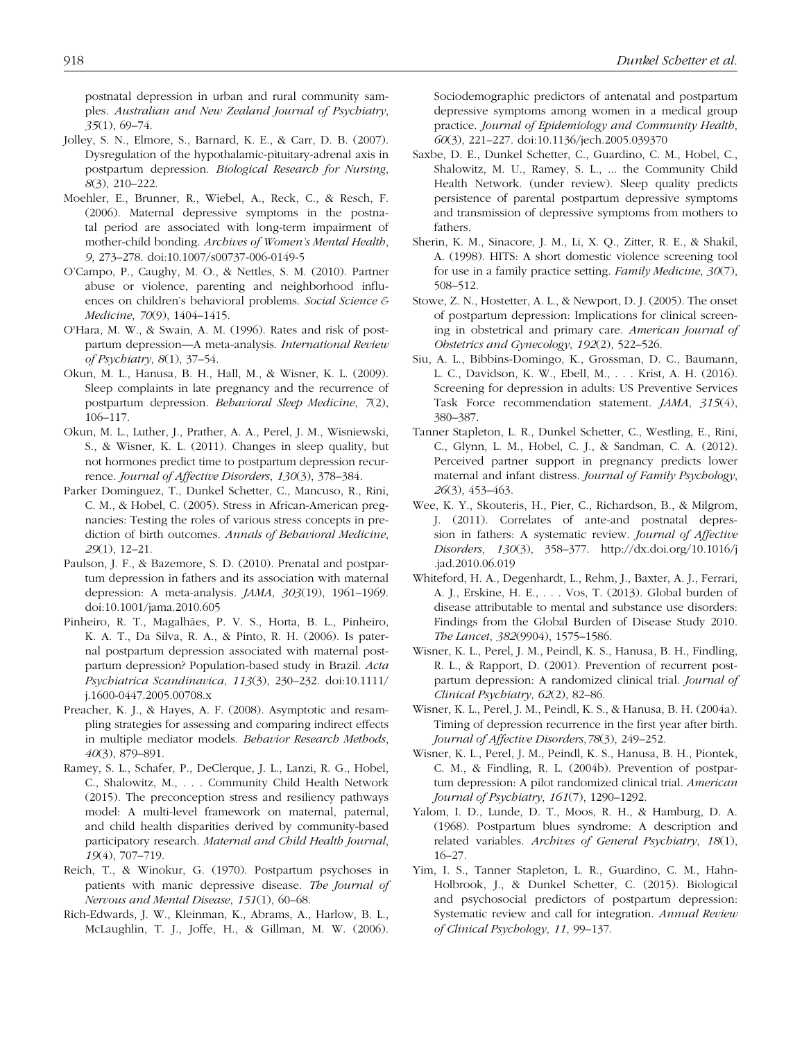postnatal depression in urban and rural community samples. *Australian and New Zealand Journal of Psychiatry*, *35*(1), 69–74.

Jolley, S. N., Elmore, S., Barnard, K. E., & Carr, D. B. (2007). Dysregulation of the hypothalamic-pituitary-adrenal axis in postpartum depression. *Biological Research for Nursing*, *8*(3), 210–222.

Moehler, E., Brunner, R., Wiebel, A., Reck, C., & Resch, F. (2006). Maternal depressive symptoms in the postnatal period are associated with long-term impairment of mother-child bonding. *Archives of Women's Mental Health*, *9*, 273–278. doi:10.1007/s00737-006-0149-5

O'Campo, P., Caughy, M. O., & Nettles, S. M. (2010). Partner abuse or violence, parenting and neighborhood influences on children's behavioral problems. *Social Science & Medicine, 70*(9), 1404–1415.

O'Hara, M. W., & Swain, A. M. (1996). Rates and risk of postpartum depression—A meta-analysis. *International Review of Psychiatry*, *8*(1), 37–54.

Okun, M. L., Hanusa, B. H., Hall, M., & Wisner, K. L. (2009). Sleep complaints in late pregnancy and the recurrence of postpartum depression. *Behavioral Sleep Medicine*, *7*(2), 106–117.

Okun, M. L., Luther, J., Prather, A. A., Perel, J. M., Wisniewski, S., & Wisner, K. L. (2011). Changes in sleep quality, but not hormones predict time to postpartum depression recurrence. *Journal of Affective Disorders*, *130*(3), 378–384.

Parker Dominguez, T., Dunkel Schetter, C., Mancuso, R., Rini, C. M., & Hobel, C. (2005). Stress in African-American pregnancies: Testing the roles of various stress concepts in prediction of birth outcomes. *Annals of Behavioral Medicine*, *29*(1), 12–21.

Paulson, J. F., & Bazemore, S. D. (2010). Prenatal and postpartum depression in fathers and its association with maternal depression: A meta-analysis. *JAMA*, *303*(19), 1961–1969. doi:10.1001/jama.2010.605

Pinheiro, R. T., Magalhães, P. V. S., Horta, B. L., Pinheiro, K. A. T., Da Silva, R. A., & Pinto, R. H. (2006). Is paternal postpartum depression associated with maternal postpartum depression? Population-based study in Brazil. *Acta Psychiatrica Scandinavica*, *113*(3), 230–232. doi:10.1111/j.1600-0447.2005.00708.x

Preacher, K. J., & Hayes, A. F. (2008). Asymptotic and resampling strategies for assessing and comparing indirect effects in multiple mediator models. *Behavior Research Methods*, *40*(3), 879–891.

Ramey, S. L., Schafer, P., DeClerque, J. L., Lanzi, R. G., Hobel, C., Shalowitz, M., . . . Community Child Health Network (2015). The preconception stress and resiliency pathways model: A multi-level framework on maternal, paternal, and child health disparities derived by community-based participatory research. *Maternal and Child Health Journal*, *19*(4), 707–719.

Reich, T., & Winokur, G. (1970). Postpartum psychoses in patients with manic depressive disease. *The Journal of Nervous and Mental Disease*, *151*(1), 60–68.

Rich-Edwards, J. W., Kleinman, K., Abrams, A., Harlow, B. L., McLaughlin, T. J., Joffe, H., & Gillman, M. W. (2006). Sociodemographic predictors of antenatal and postpartum depressive symptoms among women in a medical group practice. *Journal of Epidemiology and Community Health*, *60*(3), 221–227. doi:10.1136/jech.2005.039370

Saxbe, D. E., Dunkel Schetter, C., Guardino, C. M., Hobel, C., Shalowitz, M. U., Ramey, S. L., ... the Community Child Health Network. (under review). Sleep quality predicts persistence of parental postpartum depressive symptoms and transmission of depressive symptoms from mothers to fathers.

Sherin, K. M., Sinacore, J. M., Li, X. Q., Zitter, R. E., & Shakil, A. (1998). HITS: A short domestic violence screening tool for use in a family practice setting. *Family Medicine*, *30*(7), 508–512.

Stowe, Z. N., Hostetter, A. L., & Newport, D. J. (2005). The onset of postpartum depression: Implications for clinical screening in obstetrical and primary care. *American Journal of Obstetrics and Gynecology*, *192*(2), 522–526.

Siu, A. L., Bibbins-Domingo, K., Grossman, D. C., Baumann, L. C., Davidson, K. W., Ebell, M., . . . Krist, A. H. (2016). Screening for depression in adults: US Preventive Services Task Force recommendation statement. *JAMA*, *315*(4), 380–387.

Tanner Stapleton, L. R., Dunkel Schetter, C., Westling, E., Rini, C., Glynn, L. M., Hobel, C. J., & Sandman, C. A. (2012). Perceived partner support in pregnancy predicts lower maternal and infant distress. *Journal of Family Psychology*, *26*(3), 453–463.

Wee, K. Y., Skouteris, H., Pier, C., Richardson, B., & Milgrom, J. (2011). Correlates of ante-and postnatal depression in fathers: A systematic review. *Journal of Affective Disorders*, *130*(3), 358–377. http://dx.doi.org/10.1016/j.jad.2010.06.019

Whiteford, H. A., Degenhardt, L., Rehm, J., Baxter, A. J., Ferrari, A. J., Erskine, H. E., . . . Vos, T. (2013). Global burden of disease attributable to mental and substance use disorders: Findings from the Global Burden of Disease Study 2010. *The Lancet*, *382*(9904), 1575–1586.

Wisner, K. L., Perel, J. M., Peindl, K. S., Hanusa, B. H., Findling, R. L., & Rapport, D. (2001). Prevention of recurrent postpartum depression: A randomized clinical trial. *Journal of Clinical Psychiatry*, *62*(2), 82–86.

Wisner, K. L., Perel, J. M., Peindl, K. S., & Hanusa, B. H. (2004a). Timing of depression recurrence in the first year after birth. *Journal of Affective Disorders*,*78*(3), 249–252.

Wisner, K. L., Perel, J. M., Peindl, K. S., Hanusa, B. H., Piontek, C. M., & Findling, R. L. (2004b). Prevention of postpartum depression: A pilot randomized clinical trial. *American Journal of Psychiatry*, *161*(7), 1290–1292.

Yalom, I. D., Lunde, D. T., Moos, R. H., & Hamburg, D. A. (1968). Postpartum blues syndrome: A description and related variables. *Archives of General Psychiatry*, *18*(1), 16–27.

Yim, I. S., Tanner Stapleton, L. R., Guardino, C. M., Hahn-Holbrook, J., & Dunkel Schetter, C. (2015). Biological and psychosocial predictors of postpartum depression: Systematic review and call for integration. *Annual Review of Clinical Psychology*, *11*, 99–137.